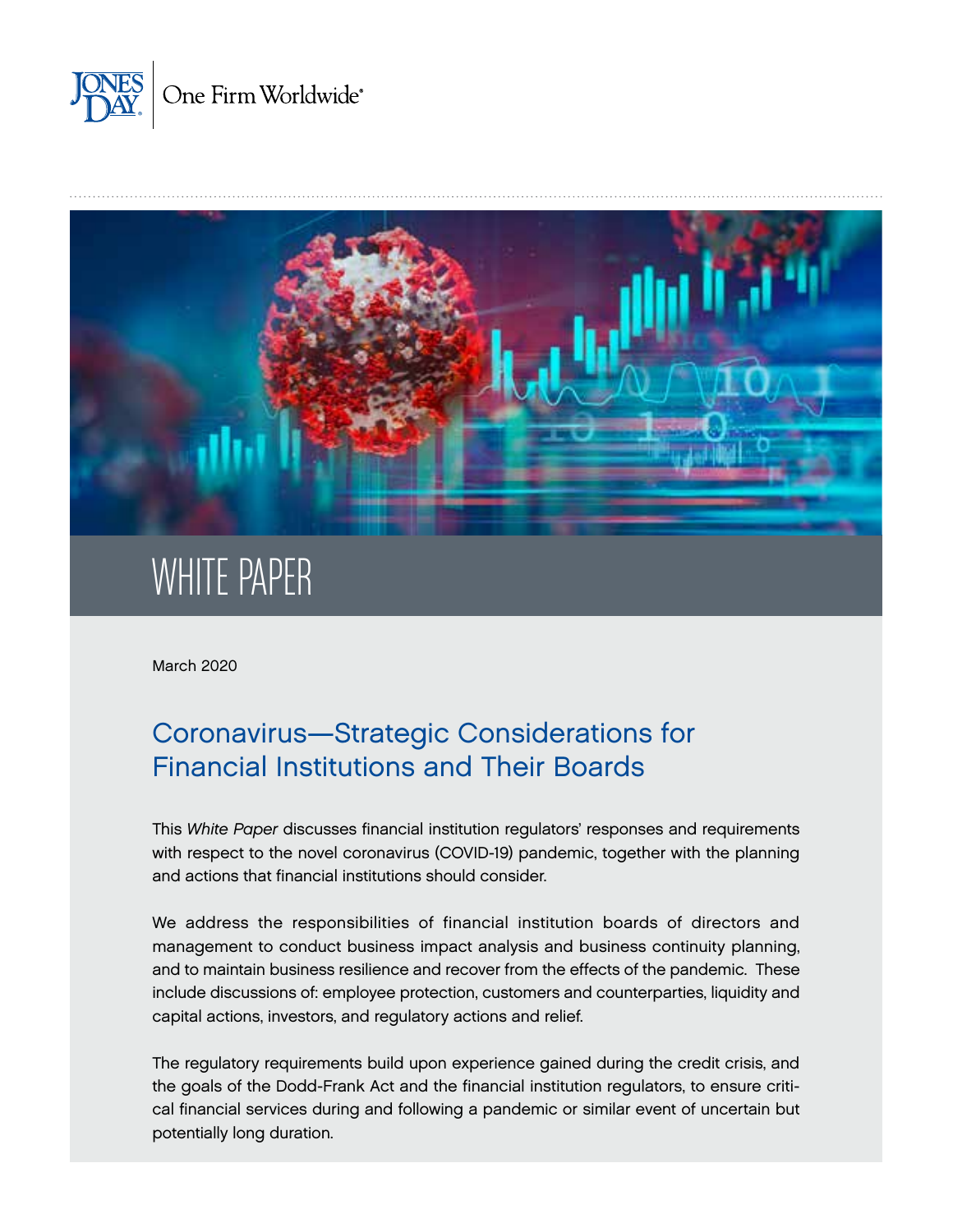JONES DAY | One Firm Worldwide®

WHITE PAPER

March 2020

# Coronavirus—Strategic Considerations for Financial Institutions and Their Boards

This *White Paper* discusses financial institution regulators' responses and requirements with respect to the novel coronavirus (COVID-19) pandemic, together with the planning and actions that financial institutions should consider.

We address the responsibilities of financial institution boards of directors and management to conduct business impact analysis and business continuity planning, and to maintain business resilience and recover from the effects of the pandemic. These include discussions of: employee protection, customers and counterparties, liquidity and capital actions, investors, and regulatory actions and relief.

The regulatory requirements build upon experience gained during the credit crisis, and the goals of the Dodd-Frank Act and the financial institution regulators, to ensure critical financial services during and following a pandemic or similar event of uncertain but potentially long duration.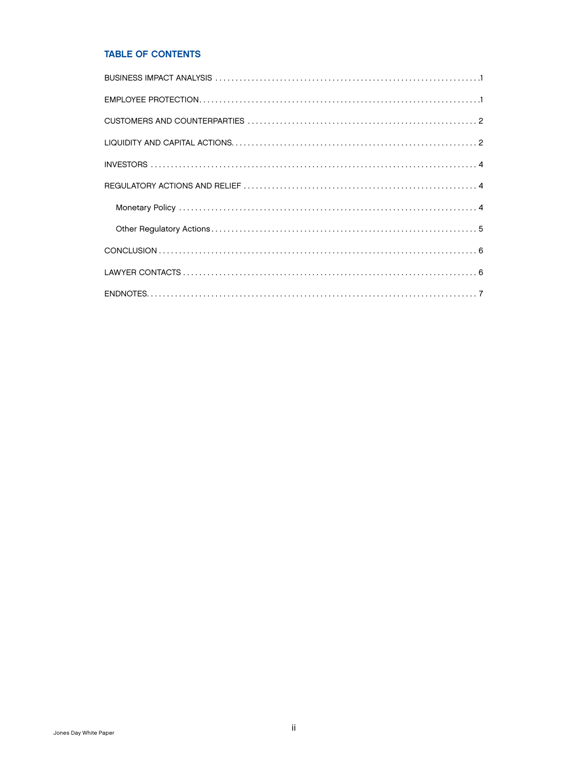## TABLE OF CONTENTS

BUSINESS IMPACT ANALYSIS . . . . . . . . . . . . . . . . . . . . . . . . . . . . . . . . . . . . . . . . . . . . . . . . . . . . . . . . . . . . . . . . . 1

EMPLOYEE PROTECTION. . . . . . . . . . . . . . . . . . . . . . . . . . . . . . . . . . . . . . . . . . . . . . . . . . . . . . . . . . . . . . . . . . . . 1

CUSTOMERS AND COUNTERPARTIES . . . . . . . . . . . . . . . . . . . . . . . . . . . . . . . . . . . . . . . . . . . . . . . . . . . . . . . . 2

LIQUIDITY AND CAPITAL ACTIONS. . . . . . . . . . . . . . . . . . . . . . . . . . . . . . . . . . . . . . . . . . . . . . . . . . . . . . . . . . . 2

INVESTORS . . . . . . . . . . . . . . . . . . . . . . . . . . . . . . . . . . . . . . . . . . . . . . . . . . . . . . . . . . . . . . . . . . . . . . . . . . . . . . 4

REGULATORY ACTIONS AND RELIEF . . . . . . . . . . . . . . . . . . . . . . . . . . . . . . . . . . . . . . . . . . . . . . . . . . . . . . . . 4

- Monetary Policy . . . . . . . . . . . . . . . . . . . . . . . . . . . . . . . . . . . . . . . . . . . . . . . . . . . . . . . . . . . . . . . . . . . . . . . 4
- Other Regulatory Actions . . . . . . . . . . . . . . . . . . . . . . . . . . . . . . . . . . . . . . . . . . . . . . . . . . . . . . . . . . . . . . . 5

CONCLUSION . . . . . . . . . . . . . . . . . . . . . . . . . . . . . . . . . . . . . . . . . . . . . . . . . . . . . . . . . . . . . . . . . . . . . . . . . . . . 6

LAWYER CONTACTS . . . . . . . . . . . . . . . . . . . . . . . . . . . . . . . . . . . . . . . . . . . . . . . . . . . . . . . . . . . . . . . . . . . . . . 6

ENDNOTES. . . . . . . . . . . . . . . . . . . . . . . . . . . . . . . . . . . . . . . . . . . . . . . . . . . . . . . . . . . . . . . . . . . . . . . . . . . . . . 7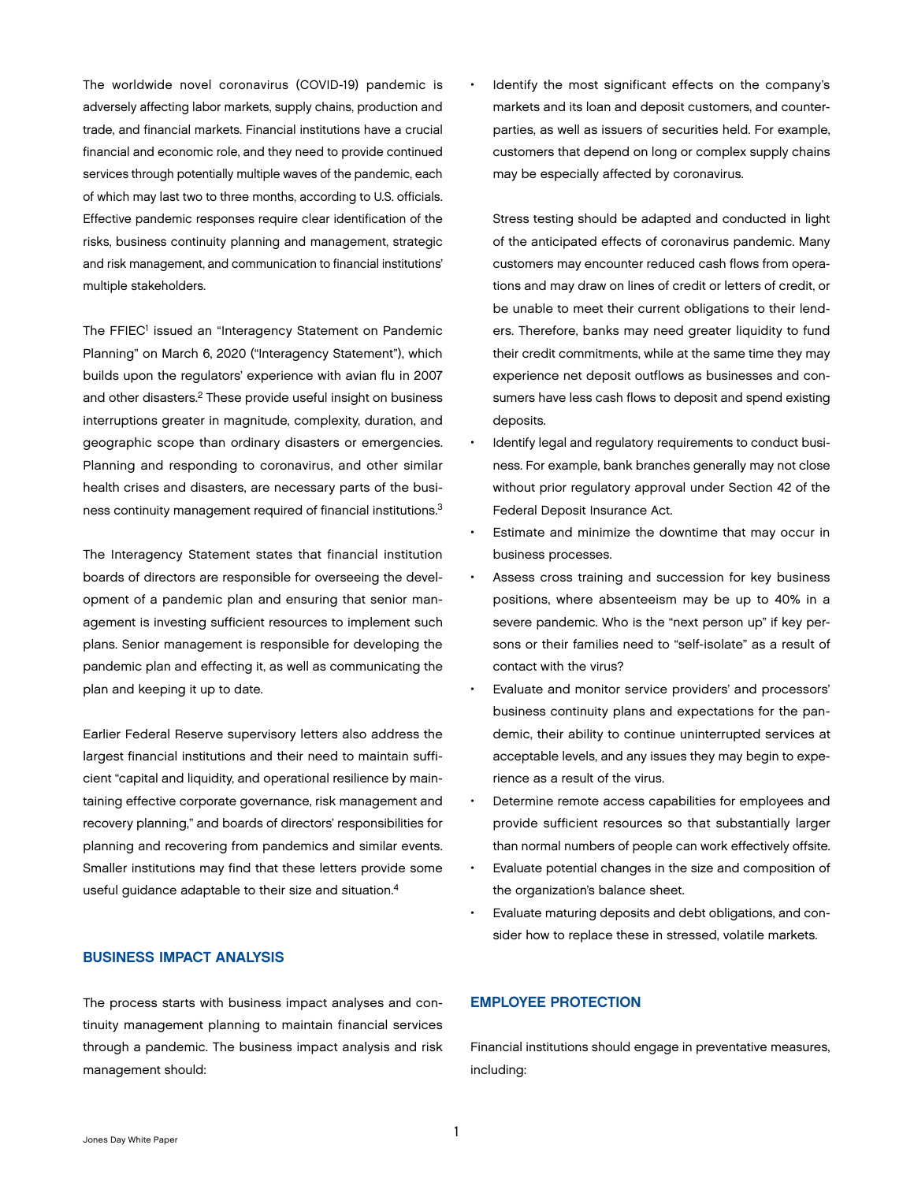The worldwide novel coronavirus (COVID-19) pandemic is adversely affecting labor markets, supply chains, production and trade, and financial markets. Financial institutions have a crucial financial and economic role, and they need to provide continued services through potentially multiple waves of the pandemic, each of which may last two to three months, according to U.S. officials. Effective pandemic responses require clear identification of the risks, business continuity planning and management, strategic and risk management, and communication to financial institutions' multiple stakeholders.

The FFIEC[1] issued an "Interagency Statement on Pandemic Planning" on March 6, 2020 ("Interagency Statement"), which builds upon the regulators' experience with avian flu in 2007 and other disasters.[2] These provide useful insight on business interruptions greater in magnitude, complexity, duration, and geographic scope than ordinary disasters or emergencies. Planning and responding to coronavirus, and other similar health crises and disasters, are necessary parts of the business continuity management required of financial institutions.[3]

The Interagency Statement states that financial institution boards of directors are responsible for overseeing the development of a pandemic plan and ensuring that senior management is investing sufficient resources to implement such plans. Senior management is responsible for developing the pandemic plan and effecting it, as well as communicating the plan and keeping it up to date.

Earlier Federal Reserve supervisory letters also address the largest financial institutions and their need to maintain sufficient "capital and liquidity, and operational resilience by maintaining effective corporate governance, risk management and recovery planning," and boards of directors' responsibilities for planning and recovering from pandemics and similar events. Smaller institutions may find that these letters provide some useful guidance adaptable to their size and situation.[4]

## BUSINESS IMPACT ANALYSIS

The process starts with business impact analyses and continuity management planning to maintain financial services through a pandemic. The business impact analysis and risk management should:

- Identify the most significant effects on the company's markets and its loan and deposit customers, and counterparties, as well as issuers of securities held. For example, customers that depend on long or complex supply chains may be especially affected by coronavirus.

  Stress testing should be adapted and conducted in light of the anticipated effects of coronavirus pandemic. Many customers may encounter reduced cash flows from operations and may draw on lines of credit or letters of credit, or be unable to meet their current obligations to their lenders. Therefore, banks may need greater liquidity to fund their credit commitments, while at the same time they may experience net deposit outflows as businesses and consumers have less cash flows to deposit and spend existing deposits.
- Identify legal and regulatory requirements to conduct business. For example, bank branches generally may not close without prior regulatory approval under Section 42 of the Federal Deposit Insurance Act.
- Estimate and minimize the downtime that may occur in business processes.
- Assess cross training and succession for key business positions, where absenteeism may be up to 40% in a severe pandemic. Who is the "next person up" if key persons or their families need to "self-isolate" as a result of contact with the virus?
- Evaluate and monitor service providers' and processors' business continuity plans and expectations for the pandemic, their ability to continue uninterrupted services at acceptable levels, and any issues they may begin to experience as a result of the virus.
- Determine remote access capabilities for employees and provide sufficient resources so that substantially larger than normal numbers of people can work effectively offsite.
- Evaluate potential changes in the size and composition of the organization's balance sheet.
- Evaluate maturing deposits and debt obligations, and consider how to replace these in stressed, volatile markets.

## EMPLOYEE PROTECTION

Financial institutions should engage in preventative measures, including: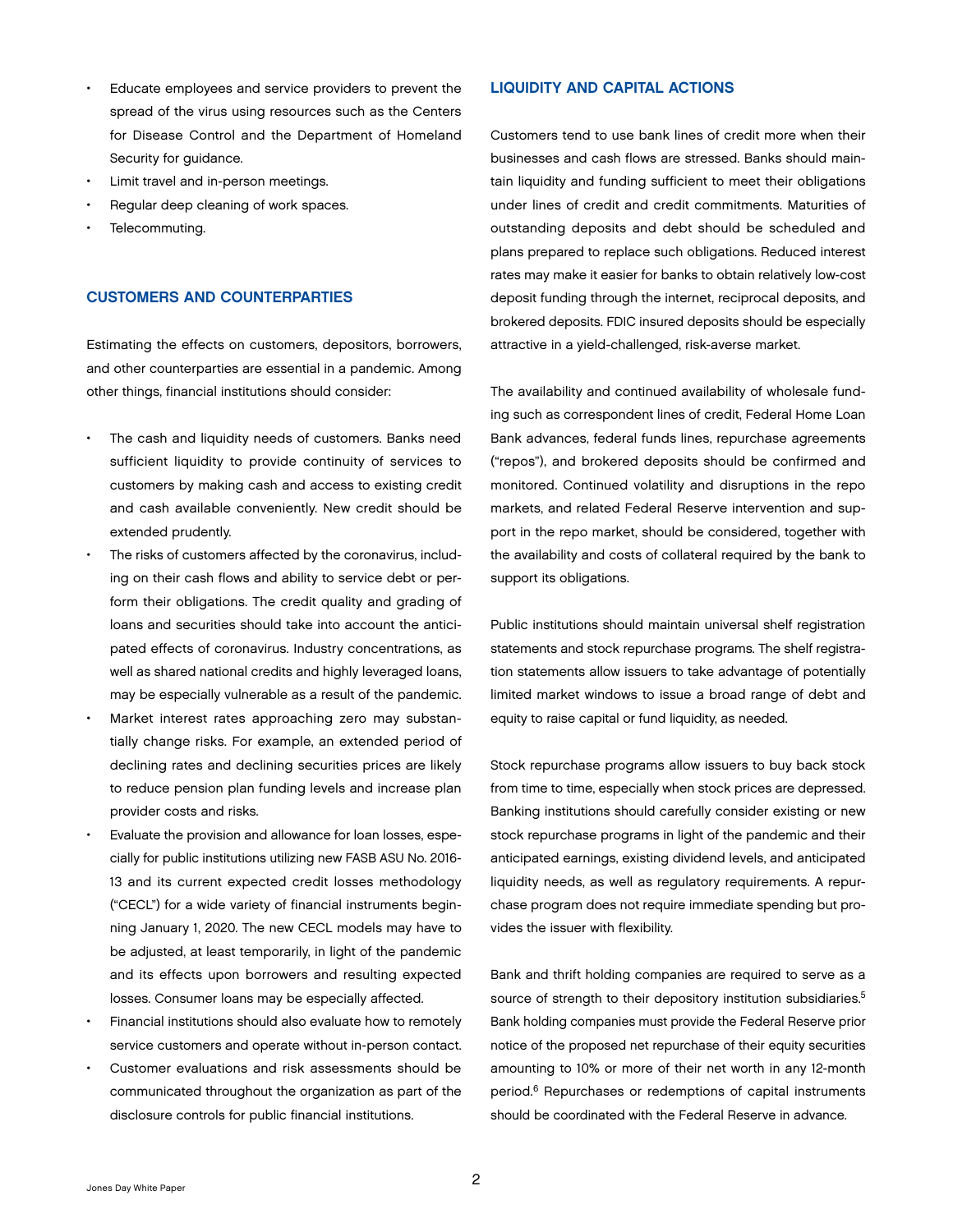- Educate employees and service providers to prevent the spread of the virus using resources such as the Centers for Disease Control and the Department of Homeland Security for guidance.
- Limit travel and in-person meetings.
- Regular deep cleaning of work spaces.
- Telecommuting.

## CUSTOMERS AND COUNTERPARTIES

Estimating the effects on customers, depositors, borrowers, and other counterparties are essential in a pandemic. Among other things, financial institutions should consider:

- The cash and liquidity needs of customers. Banks need sufficient liquidity to provide continuity of services to customers by making cash and access to existing credit and cash available conveniently. New credit should be extended prudently.
- The risks of customers affected by the coronavirus, including on their cash flows and ability to service debt or perform their obligations. The credit quality and grading of loans and securities should take into account the anticipated effects of coronavirus. Industry concentrations, as well as shared national credits and highly leveraged loans, may be especially vulnerable as a result of the pandemic.
- Market interest rates approaching zero may substantially change risks. For example, an extended period of declining rates and declining securities prices are likely to reduce pension plan funding levels and increase plan provider costs and risks.
- Evaluate the provision and allowance for loan losses, especially for public institutions utilizing new FASB ASU No. 2016-13 and its current expected credit losses methodology ("CECL") for a wide variety of financial instruments beginning January 1, 2020. The new CECL models may have to be adjusted, at least temporarily, in light of the pandemic and its effects upon borrowers and resulting expected losses. Consumer loans may be especially affected.
- Financial institutions should also evaluate how to remotely service customers and operate without in-person contact.
- Customer evaluations and risk assessments should be communicated throughout the organization as part of the disclosure controls for public financial institutions.

## LIQUIDITY AND CAPITAL ACTIONS

Customers tend to use bank lines of credit more when their businesses and cash flows are stressed. Banks should maintain liquidity and funding sufficient to meet their obligations under lines of credit and credit commitments. Maturities of outstanding deposits and debt should be scheduled and plans prepared to replace such obligations. Reduced interest rates may make it easier for banks to obtain relatively low-cost deposit funding through the internet, reciprocal deposits, and brokered deposits. FDIC insured deposits should be especially attractive in a yield-challenged, risk-averse market.

The availability and continued availability of wholesale funding such as correspondent lines of credit, Federal Home Loan Bank advances, federal funds lines, repurchase agreements ("repos"), and brokered deposits should be confirmed and monitored. Continued volatility and disruptions in the repo markets, and related Federal Reserve intervention and support in the repo market, should be considered, together with the availability and costs of collateral required by the bank to support its obligations.

Public institutions should maintain universal shelf registration statements and stock repurchase programs. The shelf registration statements allow issuers to take advantage of potentially limited market windows to issue a broad range of debt and equity to raise capital or fund liquidity, as needed.

Stock repurchase programs allow issuers to buy back stock from time to time, especially when stock prices are depressed. Banking institutions should carefully consider existing or new stock repurchase programs in light of the pandemic and their anticipated earnings, existing dividend levels, and anticipated liquidity needs, as well as regulatory requirements. A repurchase program does not require immediate spending but provides the issuer with flexibility.

Bank and thrift holding companies are required to serve as a source of strength to their depository institution subsidiaries.[5] Bank holding companies must provide the Federal Reserve prior notice of the proposed net repurchase of their equity securities amounting to 10% or more of their net worth in any 12-month period.[6] Repurchases or redemptions of capital instruments should be coordinated with the Federal Reserve in advance.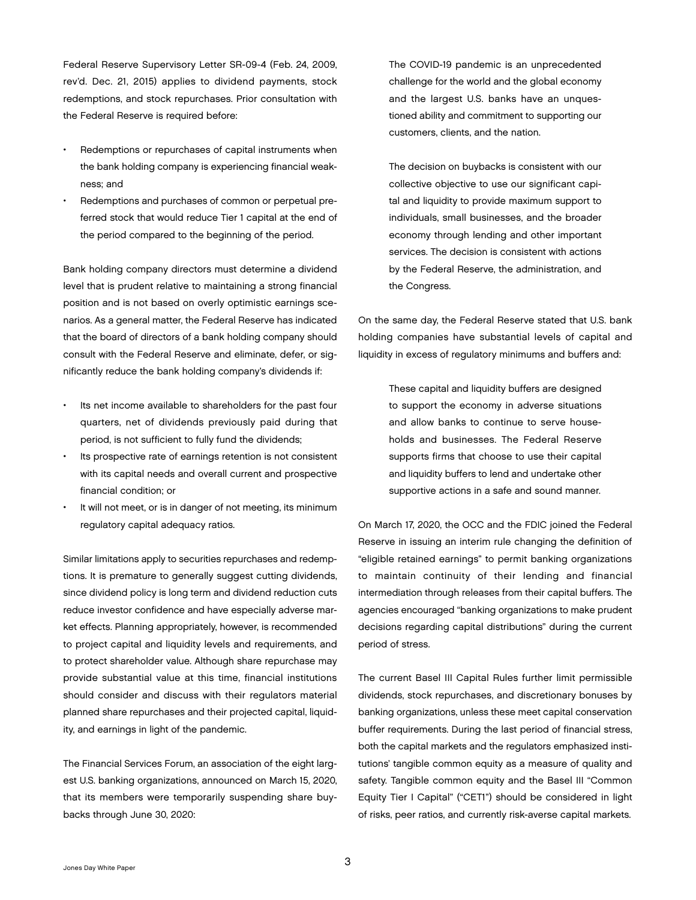Federal Reserve Supervisory Letter SR-09-4 (Feb. 24, 2009, rev'd. Dec. 21, 2015) applies to dividend payments, stock redemptions, and stock repurchases. Prior consultation with the Federal Reserve is required before:

- Redemptions or repurchases of capital instruments when the bank holding company is experiencing financial weakness; and
- Redemptions and purchases of common or perpetual preferred stock that would reduce Tier 1 capital at the end of the period compared to the beginning of the period.

Bank holding company directors must determine a dividend level that is prudent relative to maintaining a strong financial position and is not based on overly optimistic earnings scenarios. As a general matter, the Federal Reserve has indicated that the board of directors of a bank holding company should consult with the Federal Reserve and eliminate, defer, or significantly reduce the bank holding company's dividends if:

- Its net income available to shareholders for the past four quarters, net of dividends previously paid during that period, is not sufficient to fully fund the dividends;
- Its prospective rate of earnings retention is not consistent with its capital needs and overall current and prospective financial condition; or
- It will not meet, or is in danger of not meeting, its minimum regulatory capital adequacy ratios.

Similar limitations apply to securities repurchases and redemptions. It is premature to generally suggest cutting dividends, since dividend policy is long term and dividend reduction cuts reduce investor confidence and have especially adverse market effects. Planning appropriately, however, is recommended to project capital and liquidity levels and requirements, and to protect shareholder value. Although share repurchase may provide substantial value at this time, financial institutions should consider and discuss with their regulators material planned share repurchases and their projected capital, liquidity, and earnings in light of the pandemic.

The Financial Services Forum, an association of the eight largest U.S. banking organizations, announced on March 15, 2020, that its members were temporarily suspending share buybacks through June 30, 2020:

> The COVID-19 pandemic is an unprecedented challenge for the world and the global economy and the largest U.S. banks have an unquestioned ability and commitment to supporting our customers, clients, and the nation.
>
> The decision on buybacks is consistent with our collective objective to use our significant capital and liquidity to provide maximum support to individuals, small businesses, and the broader economy through lending and other important services. The decision is consistent with actions by the Federal Reserve, the administration, and the Congress.

On the same day, the Federal Reserve stated that U.S. bank holding companies have substantial levels of capital and liquidity in excess of regulatory minimums and buffers and:

> These capital and liquidity buffers are designed to support the economy in adverse situations and allow banks to continue to serve households and businesses. The Federal Reserve supports firms that choose to use their capital and liquidity buffers to lend and undertake other supportive actions in a safe and sound manner.

On March 17, 2020, the OCC and the FDIC joined the Federal Reserve in issuing an interim rule changing the definition of "eligible retained earnings" to permit banking organizations to maintain continuity of their lending and financial intermediation through releases from their capital buffers. The agencies encouraged "banking organizations to make prudent decisions regarding capital distributions" during the current period of stress.

The current Basel III Capital Rules further limit permissible dividends, stock repurchases, and discretionary bonuses by banking organizations, unless these meet capital conservation buffer requirements. During the last period of financial stress, both the capital markets and the regulators emphasized institutions' tangible common equity as a measure of quality and safety. Tangible common equity and the Basel III "Common Equity Tier I Capital" ("CET1") should be considered in light of risks, peer ratios, and currently risk-averse capital markets.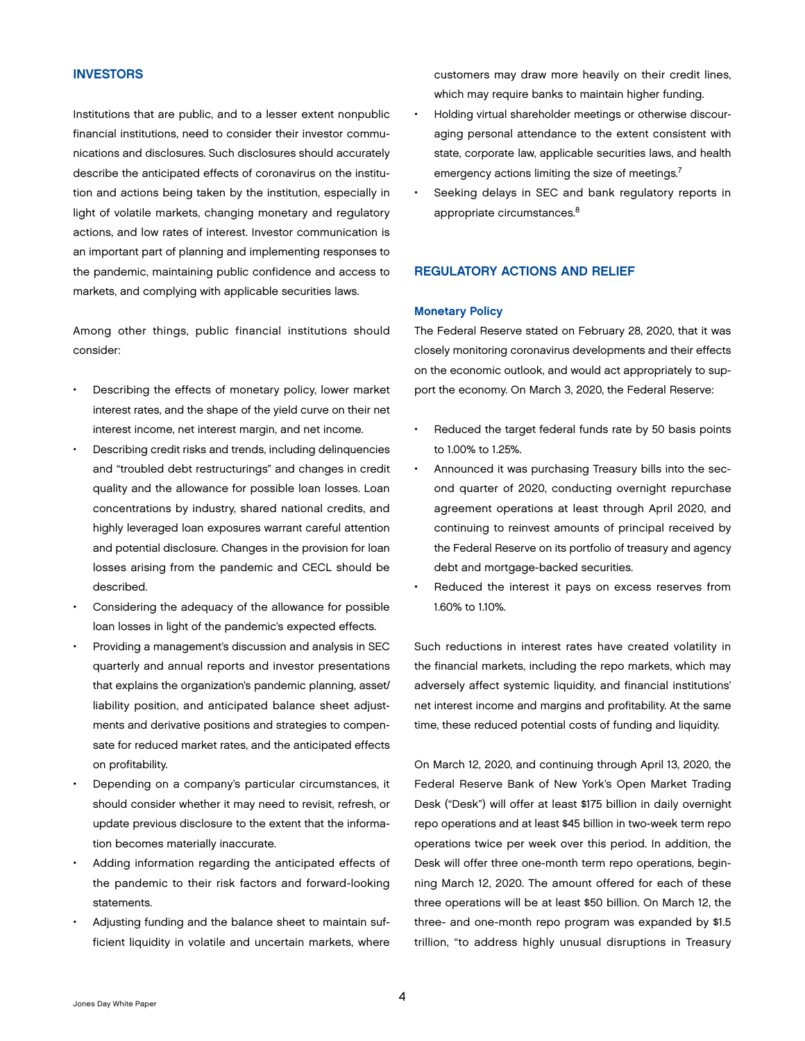## INVESTORS

Institutions that are public, and to a lesser extent nonpublic financial institutions, need to consider their investor communications and disclosures. Such disclosures should accurately describe the anticipated effects of coronavirus on the institution and actions being taken by the institution, especially in light of volatile markets, changing monetary and regulatory actions, and low rates of interest. Investor communication is an important part of planning and implementing responses to the pandemic, maintaining public confidence and access to markets, and complying with applicable securities laws.

Among other things, public financial institutions should consider:

- Describing the effects of monetary policy, lower market interest rates, and the shape of the yield curve on their net interest income, net interest margin, and net income.
- Describing credit risks and trends, including delinquencies and "troubled debt restructurings" and changes in credit quality and the allowance for possible loan losses. Loan concentrations by industry, shared national credits, and highly leveraged loan exposures warrant careful attention and potential disclosure. Changes in the provision for loan losses arising from the pandemic and CECL should be described.
- Considering the adequacy of the allowance for possible loan losses in light of the pandemic's expected effects.
- Providing a management's discussion and analysis in SEC quarterly and annual reports and investor presentations that explains the organization's pandemic planning, asset/liability position, and anticipated balance sheet adjustments and derivative positions and strategies to compensate for reduced market rates, and the anticipated effects on profitability.
- Depending on a company's particular circumstances, it should consider whether it may need to revisit, refresh, or update previous disclosure to the extent that the information becomes materially inaccurate.
- Adding information regarding the anticipated effects of the pandemic to their risk factors and forward-looking statements.
- Adjusting funding and the balance sheet to maintain sufficient liquidity in volatile and uncertain markets, where customers may draw more heavily on their credit lines, which may require banks to maintain higher funding.
- Holding virtual shareholder meetings or otherwise discouraging personal attendance to the extent consistent with state, corporate law, applicable securities laws, and health emergency actions limiting the size of meetings.[7]
- Seeking delays in SEC and bank regulatory reports in appropriate circumstances.[8]

## REGULATORY ACTIONS AND RELIEF

### Monetary Policy

The Federal Reserve stated on February 28, 2020, that it was closely monitoring coronavirus developments and their effects on the economic outlook, and would act appropriately to support the economy. On March 3, 2020, the Federal Reserve:

- Reduced the target federal funds rate by 50 basis points to 1.00% to 1.25%.
- Announced it was purchasing Treasury bills into the second quarter of 2020, conducting overnight repurchase agreement operations at least through April 2020, and continuing to reinvest amounts of principal received by the Federal Reserve on its portfolio of treasury and agency debt and mortgage-backed securities.
- Reduced the interest it pays on excess reserves from 1.60% to 1.10%.

Such reductions in interest rates have created volatility in the financial markets, including the repo markets, which may adversely affect systemic liquidity, and financial institutions' net interest income and margins and profitability. At the same time, these reduced potential costs of funding and liquidity.

On March 12, 2020, and continuing through April 13, 2020, the Federal Reserve Bank of New York's Open Market Trading Desk ("Desk") will offer at least $175 billion in daily overnight repo operations and at least $45 billion in two-week term repo operations twice per week over this period. In addition, the Desk will offer three one-month term repo operations, beginning March 12, 2020. The amount offered for each of these three operations will be at least $50 billion. On March 12, the three- and one-month repo program was expanded by $1.5 trillion, "to address highly unusual disruptions in Treasury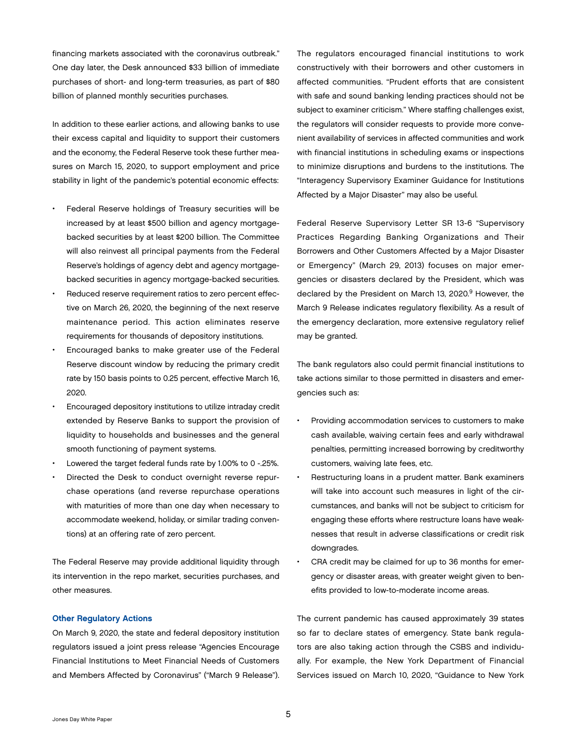financing markets associated with the coronavirus outbreak." One day later, the Desk announced $33 billion of immediate purchases of short- and long-term treasuries, as part of $80 billion of planned monthly securities purchases.

In addition to these earlier actions, and allowing banks to use their excess capital and liquidity to support their customers and the economy, the Federal Reserve took these further measures on March 15, 2020, to support employment and price stability in light of the pandemic's potential economic effects:

- Federal Reserve holdings of Treasury securities will be increased by at least $500 billion and agency mortgage-backed securities by at least $200 billion. The Committee will also reinvest all principal payments from the Federal Reserve's holdings of agency debt and agency mortgage-backed securities in agency mortgage-backed securities.
- Reduced reserve requirement ratios to zero percent effective on March 26, 2020, the beginning of the next reserve maintenance period. This action eliminates reserve requirements for thousands of depository institutions.
- Encouraged banks to make greater use of the Federal Reserve discount window by reducing the primary credit rate by 150 basis points to 0.25 percent, effective March 16, 2020.
- Encouraged depository institutions to utilize intraday credit extended by Reserve Banks to support the provision of liquidity to households and businesses and the general smooth functioning of payment systems.
- Lowered the target federal funds rate by 1.00% to 0 -.25%.
- Directed the Desk to conduct overnight reverse repurchase operations (and reverse repurchase operations with maturities of more than one day when necessary to accommodate weekend, holiday, or similar trading conventions) at an offering rate of zero percent.

The Federal Reserve may provide additional liquidity through its intervention in the repo market, securities purchases, and other measures.

### Other Regulatory Actions

On March 9, 2020, the state and federal depository institution regulators issued a joint press release "Agencies Encourage Financial Institutions to Meet Financial Needs of Customers and Members Affected by Coronavirus" ("March 9 Release"). The regulators encouraged financial institutions to work constructively with their borrowers and other customers in affected communities. "Prudent efforts that are consistent with safe and sound banking lending practices should not be subject to examiner criticism." Where staffing challenges exist, the regulators will consider requests to provide more convenient availability of services in affected communities and work with financial institutions in scheduling exams or inspections to minimize disruptions and burdens to the institutions. The "Interagency Supervisory Examiner Guidance for Institutions Affected by a Major Disaster" may also be useful.

Federal Reserve Supervisory Letter SR 13-6 "Supervisory Practices Regarding Banking Organizations and Their Borrowers and Other Customers Affected by a Major Disaster or Emergency" (March 29, 2013) focuses on major emergencies or disasters declared by the President, which was declared by the President on March 13, 2020.[9] However, the March 9 Release indicates regulatory flexibility. As a result of the emergency declaration, more extensive regulatory relief may be granted.

The bank regulators also could permit financial institutions to take actions similar to those permitted in disasters and emergencies such as:

- Providing accommodation services to customers to make cash available, waiving certain fees and early withdrawal penalties, permitting increased borrowing by creditworthy customers, waiving late fees, etc.
- Restructuring loans in a prudent matter. Bank examiners will take into account such measures in light of the circumstances, and banks will not be subject to criticism for engaging these efforts where restructure loans have weaknesses that result in adverse classifications or credit risk downgrades.
- CRA credit may be claimed for up to 36 months for emergency or disaster areas, with greater weight given to benefits provided to low-to-moderate income areas.

The current pandemic has caused approximately 39 states so far to declare states of emergency. State bank regulators are also taking action through the CSBS and individually. For example, the New York Department of Financial Services issued on March 10, 2020, "Guidance to New York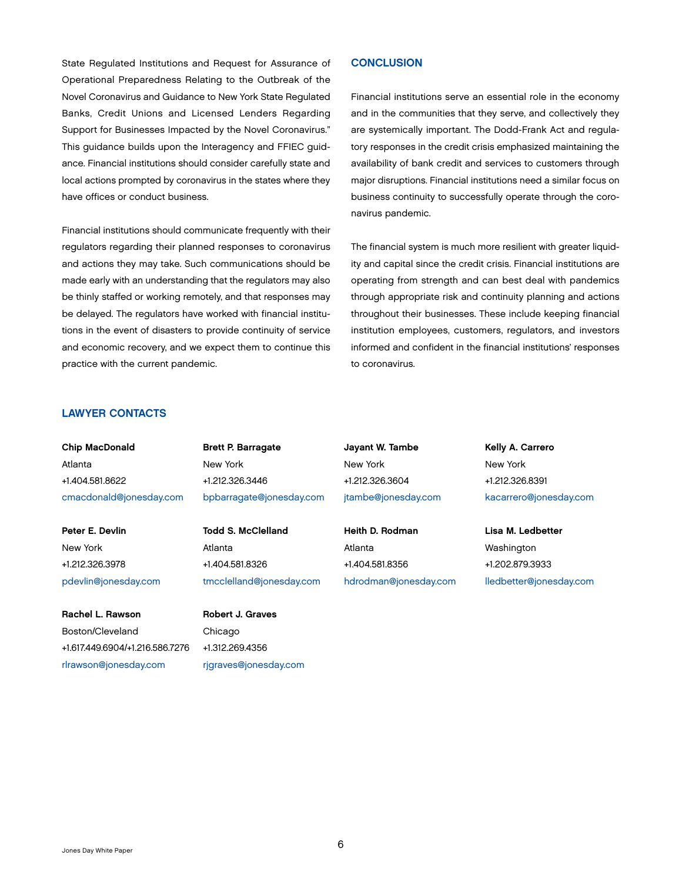State Regulated Institutions and Request for Assurance of Operational Preparedness Relating to the Outbreak of the Novel Coronavirus and Guidance to New York State Regulated Banks, Credit Unions and Licensed Lenders Regarding Support for Businesses Impacted by the Novel Coronavirus." This guidance builds upon the Interagency and FFIEC guidance. Financial institutions should consider carefully state and local actions prompted by coronavirus in the states where they have offices or conduct business.

Financial institutions should communicate frequently with their regulators regarding their planned responses to coronavirus and actions they may take. Such communications should be made early with an understanding that the regulators may also be thinly staffed or working remotely, and that responses may be delayed. The regulators have worked with financial institutions in the event of disasters to provide continuity of service and economic recovery, and we expect them to continue this practice with the current pandemic.

## CONCLUSION

Financial institutions serve an essential role in the economy and in the communities that they serve, and collectively they are systemically important. The Dodd-Frank Act and regulatory responses in the credit crisis emphasized maintaining the availability of bank credit and services to customers through major disruptions. Financial institutions need a similar focus on business continuity to successfully operate through the coronavirus pandemic.

The financial system is much more resilient with greater liquidity and capital since the credit crisis. Financial institutions are operating from strength and can best deal with pandemics through appropriate risk and continuity planning and actions throughout their businesses. These include keeping financial institution employees, customers, regulators, and investors informed and confident in the financial institutions' responses to coronavirus.

## LAWYER CONTACTS

**Chip MacDonald**
Atlanta
+1.404.581.8622
cmacdonald@jonesday.com

**Brett P. Barragate**
New York
+1.212.326.3446
bpbarragate@jonesday.com

**Jayant W. Tambe**
New York
+1.212.326.3604
jtambe@jonesday.com

**Kelly A. Carrero**
New York
+1.212.326.8391
kacarrero@jonesday.com

**Peter E. Devlin**
New York
+1.212.326.3978
pdevlin@jonesday.com

**Todd S. McClelland**
Atlanta
+1.404.581.8326
tmcclelland@jonesday.com

**Heith D. Rodman**
Atlanta
+1.404.581.8356
hdrodman@jonesday.com

**Lisa M. Ledbetter**
Washington
+1.202.879.3933
lledbetter@jonesday.com

**Rachel L. Rawson**
Boston/Cleveland
+1.617.449.6904/+1.216.586.7276
rlrawson@jonesday.com

**Robert J. Graves**
Chicago
+1.312.269.4356
rjgraves@jonesday.com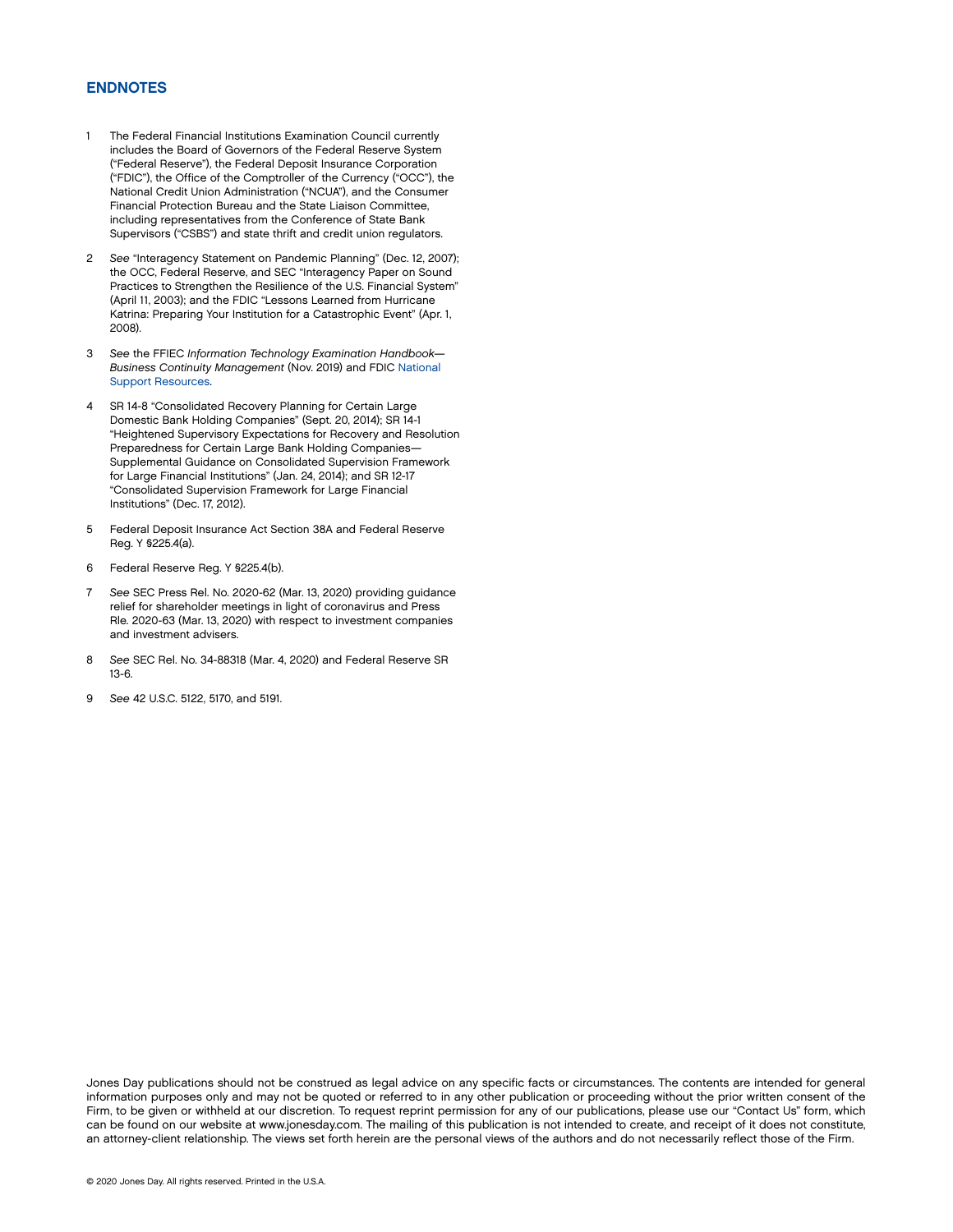## ENDNOTES

1 The Federal Financial Institutions Examination Council currently includes the Board of Governors of the Federal Reserve System ("Federal Reserve"), the Federal Deposit Insurance Corporation ("FDIC"), the Office of the Comptroller of the Currency ("OCC"), the National Credit Union Administration ("NCUA"), and the Consumer Financial Protection Bureau and the State Liaison Committee, including representatives from the Conference of State Bank Supervisors ("CSBS") and state thrift and credit union regulators.

2 *See* "Interagency Statement on Pandemic Planning" (Dec. 12, 2007); the OCC, Federal Reserve, and SEC "Interagency Paper on Sound Practices to Strengthen the Resilience of the U.S. Financial System" (April 11, 2003); and the FDIC "Lessons Learned from Hurricane Katrina: Preparing Your Institution for a Catastrophic Event" (Apr. 1, 2008).

3 *See* the FFIEC *Information Technology Examination Handbook—Business Continuity Management* (Nov. 2019) and FDIC National Support Resources.

4 SR 14-8 "Consolidated Recovery Planning for Certain Large Domestic Bank Holding Companies" (Sept. 20, 2014); SR 14-1 "Heightened Supervisory Expectations for Recovery and Resolution Preparedness for Certain Large Bank Holding Companies—Supplemental Guidance on Consolidated Supervision Framework for Large Financial Institutions" (Jan. 24, 2014); and SR 12-17 "Consolidated Supervision Framework for Large Financial Institutions" (Dec. 17, 2012).

5 Federal Deposit Insurance Act Section 38A and Federal Reserve Reg. Y §225.4(a).

6 Federal Reserve Reg. Y §225.4(b).

7 *See* SEC Press Rel. No. 2020-62 (Mar. 13, 2020) providing guidance relief for shareholder meetings in light of coronavirus and Press Rle. 2020-63 (Mar. 13, 2020) with respect to investment companies and investment advisers.

8 *See* SEC Rel. No. 34-88318 (Mar. 4, 2020) and Federal Reserve SR 13-6.

9 *See* 42 U.S.C. 5122, 5170, and 5191.

Jones Day publications should not be construed as legal advice on any specific facts or circumstances. The contents are intended for general information purposes only and may not be quoted or referred to in any other publication or proceeding without the prior written consent of the Firm, to be given or withheld at our discretion. To request reprint permission for any of our publications, please use our "Contact Us" form, which can be found on our website at www.jonesday.com. The mailing of this publication is not intended to create, and receipt of it does not constitute, an attorney-client relationship. The views set forth herein are the personal views of the authors and do not necessarily reflect those of the Firm.

© 2020 Jones Day. All rights reserved. Printed in the U.S.A.